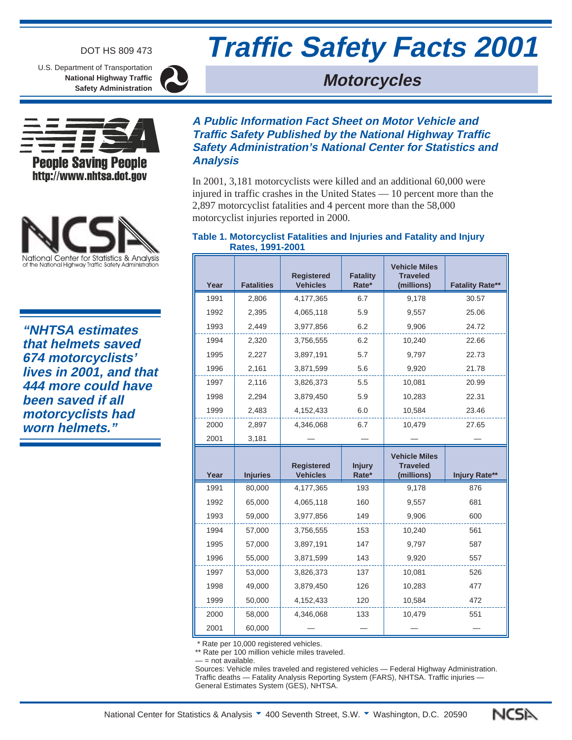DOT HS 809 473

U.S. Department of Transportation
**National Highway Traffic Safety Administration**

# Traffic Safety Facts 2001

## Motorcycles

**People Saving People**
**http://www.nhtsa.dot.gov**

National Center for Statistics & Analysis of the National Highway Traffic Safety Administration

### *A Public Information Fact Sheet on Motor Vehicle and Traffic Safety Published by the National Highway Traffic Safety Administration's National Center for Statistics and Analysis*

In 2001, 3,181 motorcyclists were killed and an additional 60,000 were injured in traffic crashes in the United States — 10 percent more than the 2,897 motorcyclist fatalities and 4 percent more than the 58,000 motorcyclist injuries reported in 2000.

***"NHTSA estimates that helmets saved 674 motorcyclists' lives in 2001, and that 444 more could have been saved if all motorcyclists had worn helmets."***

**Table 1. Motorcyclist Fatalities and Injuries and Fatality and Injury Rates, 1991-2001**

| Year | Fatalities | Registered Vehicles | Fatality Rate* | Vehicle Miles Traveled (millions) | Fatality Rate** |
|---|---|---|---|---|---|
| 1991 | 2,806 | 4,177,365 | 6.7 | 9,178 | 30.57 |
| 1992 | 2,395 | 4,065,118 | 5.9 | 9,557 | 25.06 |
| 1993 | 2,449 | 3,977,856 | 6.2 | 9,906 | 24.72 |
| 1994 | 2,320 | 3,756,555 | 6.2 | 10,240 | 22.66 |
| 1995 | 2,227 | 3,897,191 | 5.7 | 9,797 | 22.73 |
| 1996 | 2,161 | 3,871,599 | 5.6 | 9,920 | 21.78 |
| 1997 | 2,116 | 3,826,373 | 5.5 | 10,081 | 20.99 |
| 1998 | 2,294 | 3,879,450 | 5.9 | 10,283 | 22.31 |
| 1999 | 2,483 | 4,152,433 | 6.0 | 10,584 | 23.46 |
| 2000 | 2,897 | 4,346,068 | 6.7 | 10,479 | 27.65 |
| 2001 | 3,181 | — | — | — | — |
| **Year** | **Injuries** | **Registered Vehicles** | **Injury Rate*** | **Vehicle Miles Traveled (millions)** | **Injury Rate**** |
| 1991 | 80,000 | 4,177,365 | 193 | 9,178 | 876 |
| 1992 | 65,000 | 4,065,118 | 160 | 9,557 | 681 |
| 1993 | 59,000 | 3,977,856 | 149 | 9,906 | 600 |
| 1994 | 57,000 | 3,756,555 | 153 | 10,240 | 561 |
| 1995 | 57,000 | 3,897,191 | 147 | 9,797 | 587 |
| 1996 | 55,000 | 3,871,599 | 143 | 9,920 | 557 |
| 1997 | 53,000 | 3,826,373 | 137 | 10,081 | 526 |
| 1998 | 49,000 | 3,879,450 | 126 | 10,283 | 477 |
| 1999 | 50,000 | 4,152,433 | 120 | 10,584 | 472 |
| 2000 | 58,000 | 4,346,068 | 133 | 10,479 | 551 |
| 2001 | 60,000 | — | — | — | — |

\* Rate per 10,000 registered vehicles.
** Rate per 100 million vehicle miles traveled.
— = not available.
Sources: Vehicle miles traveled and registered vehicles — Federal Highway Administration. Traffic deaths — Fatality Analysis Reporting System (FARS), NHTSA. Traffic injuries — General Estimates System (GES), NHTSA.

National Center for Statistics & Analysis ▼ 400 Seventh Street, S.W. ▼ Washington, D.C. 20590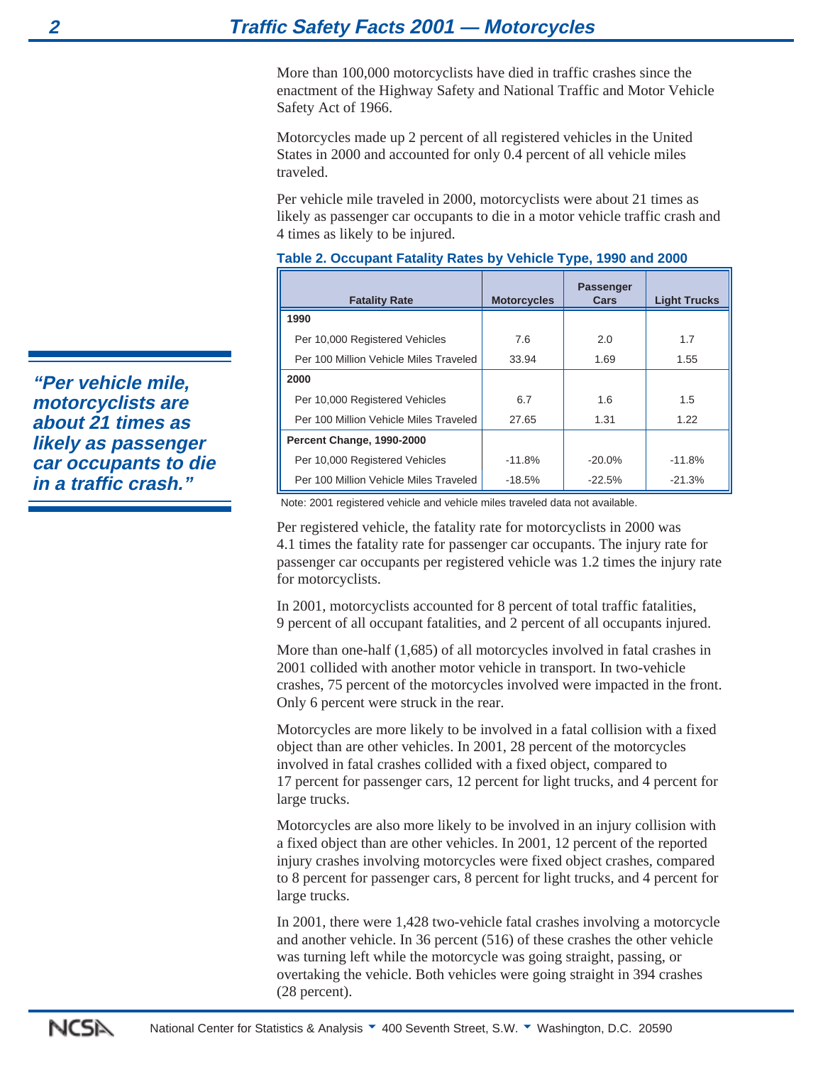More than 100,000 motorcyclists have died in traffic crashes since the enactment of the Highway Safety and National Traffic and Motor Vehicle Safety Act of 1966.

Motorcycles made up 2 percent of all registered vehicles in the United States in 2000 and accounted for only 0.4 percent of all vehicle miles traveled.

Per vehicle mile traveled in 2000, motorcyclists were about 21 times as likely as passenger car occupants to die in a motor vehicle traffic crash and 4 times as likely to be injured.

***"Per vehicle mile, motorcyclists are about 21 times as likely as passenger car occupants to die in a traffic crash."***

**Table 2. Occupant Fatality Rates by Vehicle Type, 1990 and 2000**

| Fatality Rate | Motorcycles | Passenger Cars | Light Trucks |
|---|---|---|---|
| **1990** | | | |
| Per 10,000 Registered Vehicles | 7.6 | 2.0 | 1.7 |
| Per 100 Million Vehicle Miles Traveled | 33.94 | 1.69 | 1.55 |
| **2000** | | | |
| Per 10,000 Registered Vehicles | 6.7 | 1.6 | 1.5 |
| Per 100 Million Vehicle Miles Traveled | 27.65 | 1.31 | 1.22 |
| **Percent Change, 1990-2000** | | | |
| Per 10,000 Registered Vehicles | -11.8% | -20.0% | -11.8% |
| Per 100 Million Vehicle Miles Traveled | -18.5% | -22.5% | -21.3% |

Note: 2001 registered vehicle and vehicle miles traveled data not available.

Per registered vehicle, the fatality rate for motorcyclists in 2000 was 4.1 times the fatality rate for passenger car occupants. The injury rate for passenger car occupants per registered vehicle was 1.2 times the injury rate for motorcyclists.

In 2001, motorcyclists accounted for 8 percent of total traffic fatalities, 9 percent of all occupant fatalities, and 2 percent of all occupants injured.

More than one-half (1,685) of all motorcycles involved in fatal crashes in 2001 collided with another motor vehicle in transport. In two-vehicle crashes, 75 percent of the motorcycles involved were impacted in the front. Only 6 percent were struck in the rear.

Motorcycles are more likely to be involved in a fatal collision with a fixed object than are other vehicles. In 2001, 28 percent of the motorcycles involved in fatal crashes collided with a fixed object, compared to 17 percent for passenger cars, 12 percent for light trucks, and 4 percent for large trucks.

Motorcycles are also more likely to be involved in an injury collision with a fixed object than are other vehicles. In 2001, 12 percent of the reported injury crashes involving motorcycles were fixed object crashes, compared to 8 percent for passenger cars, 8 percent for light trucks, and 4 percent for large trucks.

In 2001, there were 1,428 two-vehicle fatal crashes involving a motorcycle and another vehicle. In 36 percent (516) of these crashes the other vehicle was turning left while the motorcycle was going straight, passing, or overtaking the vehicle. Both vehicles were going straight in 394 crashes (28 percent).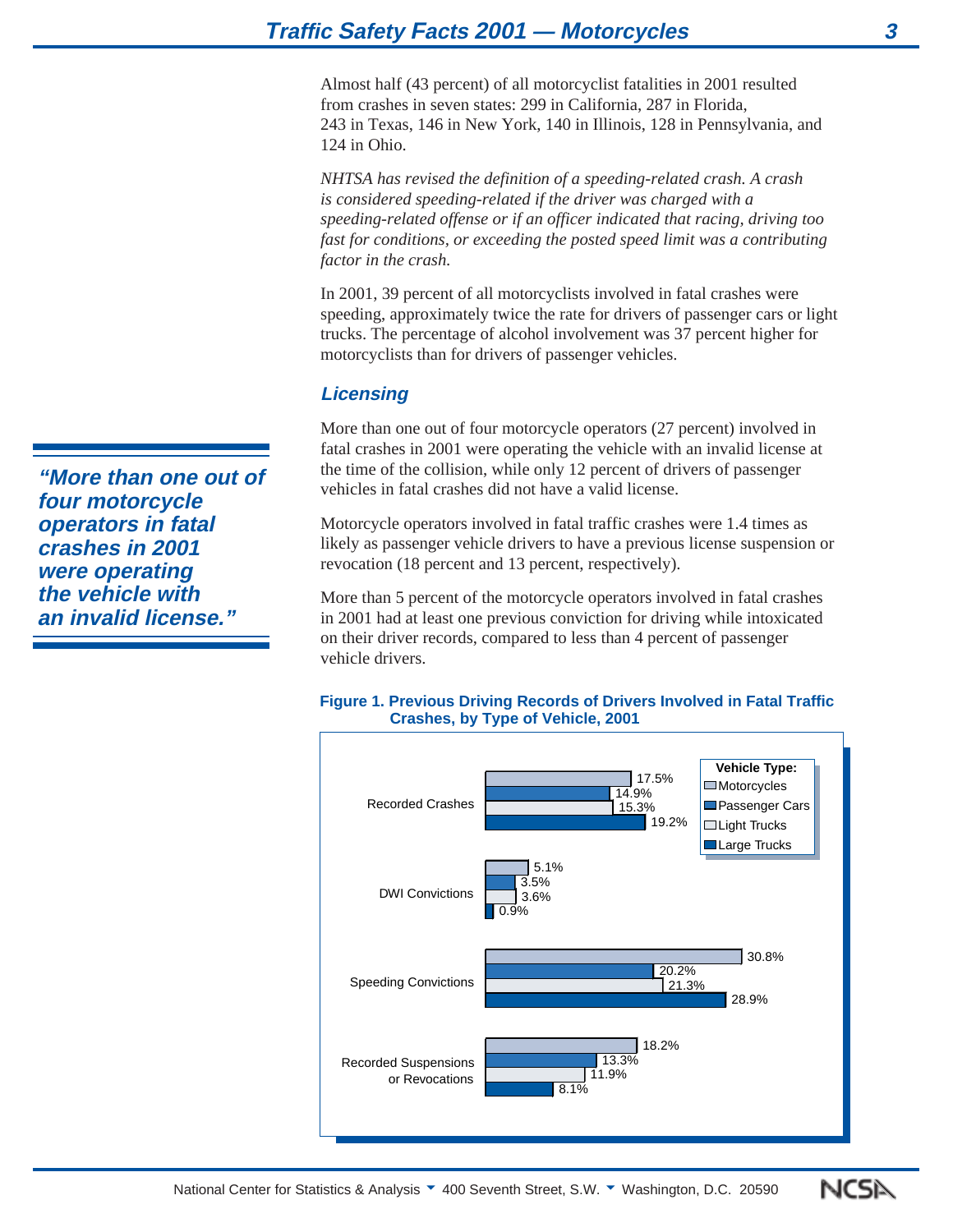Almost half (43 percent) of all motorcyclist fatalities in 2001 resulted from crashes in seven states: 299 in California, 287 in Florida, 243 in Texas, 146 in New York, 140 in Illinois, 128 in Pennsylvania, and 124 in Ohio.

*NHTSA has revised the definition of a speeding-related crash. A crash is considered speeding-related if the driver was charged with a speeding-related offense or if an officer indicated that racing, driving too fast for conditions, or exceeding the posted speed limit was a contributing factor in the crash.*

In 2001, 39 percent of all motorcyclists involved in fatal crashes were speeding, approximately twice the rate for drivers of passenger cars or light trucks. The percentage of alcohol involvement was 37 percent higher for motorcyclists than for drivers of passenger vehicles.

## Licensing

> ***"More than one out of four motorcycle operators in fatal crashes in 2001 were operating the vehicle with an invalid license."***

More than one out of four motorcycle operators (27 percent) involved in fatal crashes in 2001 were operating the vehicle with an invalid license at the time of the collision, while only 12 percent of drivers of passenger vehicles in fatal crashes did not have a valid license.

Motorcycle operators involved in fatal traffic crashes were 1.4 times as likely as passenger vehicle drivers to have a previous license suspension or revocation (18 percent and 13 percent, respectively).

More than 5 percent of the motorcycle operators involved in fatal crashes in 2001 had at least one previous conviction for driving while intoxicated on their driver records, compared to less than 4 percent of passenger vehicle drivers.

**Figure 1. Previous Driving Records of Drivers Involved in Fatal Traffic Crashes, by Type of Vehicle, 2001**

| | Motorcycles | Passenger Cars | Light Trucks | Large Trucks |
|---|---|---|---|---|
| Recorded Crashes | 17.5% | 14.9% | 15.3% | 19.2% |
| DWI Convictions | 5.1% | 3.5% | 3.6% | 0.9% |
| Speeding Convictions | 30.8% | 20.2% | 21.3% | 28.9% |
| Recorded Suspensions or Revocations | 18.2% | 13.3% | 11.9% | 8.1% |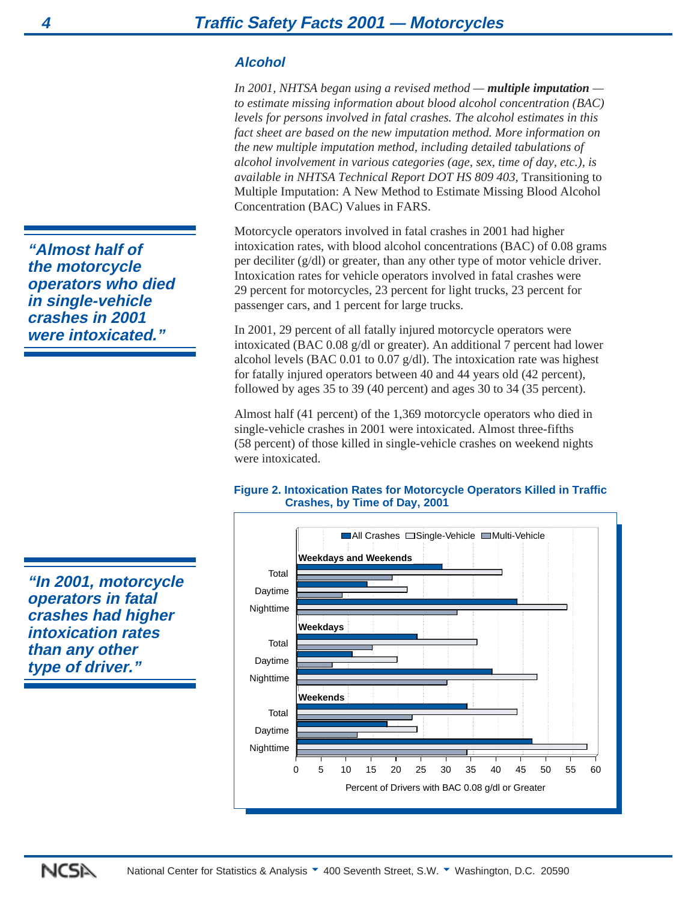### Alleohol

### Alcohol

*In 2001, NHTSA began using a revised method — **multiple imputation** — to estimate missing information about blood alcohol concentration (BAC) levels for persons involved in fatal crashes. The alcohol estimates in this fact sheet are based on the new imputation method. More information on the new multiple imputation method, including detailed tabulations of alcohol involvement in various categories (age, sex, time of day, etc.), is available in NHTSA Technical Report DOT HS 809 403,* Transitioning to Multiple Imputation: A New Method to Estimate Missing Blood Alcohol Concentration (BAC) Values in FARS.

***"Almost half of the motorcycle operators who died in single-vehicle crashes in 2001 were intoxicated."***

Motorcycle operators involved in fatal crashes in 2001 had higher intoxication rates, with blood alcohol concentrations (BAC) of 0.08 grams per deciliter (g/dl) or greater, than any other type of motor vehicle driver. Intoxication rates for vehicle operators involved in fatal crashes were 29 percent for motorcycles, 23 percent for light trucks, 23 percent for passenger cars, and 1 percent for large trucks.

In 2001, 29 percent of all fatally injured motorcycle operators were intoxicated (BAC 0.08 g/dl or greater). An additional 7 percent had lower alcohol levels (BAC 0.01 to 0.07 g/dl). The intoxication rate was highest for fatally injured operators between 40 and 44 years old (42 percent), followed by ages 35 to 39 (40 percent) and ages 30 to 34 (35 percent).

Almost half (41 percent) of the 1,369 motorcycle operators who died in single-vehicle crashes in 2001 were intoxicated. Almost three-fifths (58 percent) of those killed in single-vehicle crashes on weekend nights were intoxicated.

***"In 2001, motorcycle operators in fatal crashes had higher intoxication rates than any other type of driver."***

**Figure 2. Intoxication Rates for Motorcycle Operators Killed in Traffic Crashes, by Time of Day, 2001**

All Crashes / Single-Vehicle / Multi-Vehicle

**Weekdays and Weekends**: Total, Daytime, Nighttime

**Weekdays**: Total, Daytime, Nighttime

**Weekends**: Total, Daytime, Nighttime

0 5 10 15 20 25 30 35 40 45 50 55 60

Percent of Drivers with BAC 0.08 g/dl or Greater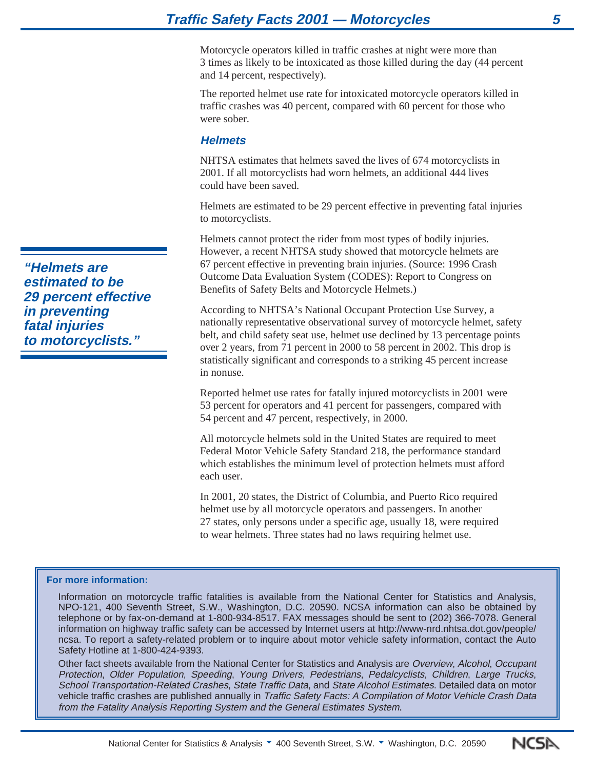Motorcycle operators killed in traffic crashes at night were more than 3 times as likely to be intoxicated as those killed during the day (44 percent and 14 percent, respectively).

The reported helmet use rate for intoxicated motorcycle operators killed in traffic crashes was 40 percent, compared with 60 percent for those who were sober.

### Helmets

NHTSA estimates that helmets saved the lives of 674 motorcyclists in 2001. If all motorcyclists had worn helmets, an additional 444 lives could have been saved.

Helmets are estimated to be 29 percent effective in preventing fatal injuries to motorcyclists.

> ***"Helmets are estimated to be 29 percent effective in preventing fatal injuries to motorcyclists."***

Helmets cannot protect the rider from most types of bodily injuries. However, a recent NHTSA study showed that motorcycle helmets are 67 percent effective in preventing brain injuries. (Source: 1996 Crash Outcome Data Evaluation System (CODES): Report to Congress on Benefits of Safety Belts and Motorcycle Helmets.)

According to NHTSA's National Occupant Protection Use Survey, a nationally representative observational survey of motorcycle helmet, safety belt, and child safety seat use, helmet use declined by 13 percentage points over 2 years, from 71 percent in 2000 to 58 percent in 2002. This drop is statistically significant and corresponds to a striking 45 percent increase in nonuse.

Reported helmet use rates for fatally injured motorcyclists in 2001 were 53 percent for operators and 41 percent for passengers, compared with 54 percent and 47 percent, respectively, in 2000.

All motorcycle helmets sold in the United States are required to meet Federal Motor Vehicle Safety Standard 218, the performance standard which establishes the minimum level of protection helmets must afford each user.

In 2001, 20 states, the District of Columbia, and Puerto Rico required helmet use by all motorcycle operators and passengers. In another 27 states, only persons under a specific age, usually 18, were required to wear helmets. Three states had no laws requiring helmet use.

**For more information:**

Information on motorcycle traffic fatalities is available from the National Center for Statistics and Analysis, NPO-121, 400 Seventh Street, S.W., Washington, D.C. 20590. NCSA information can also be obtained by telephone or by fax-on-demand at 1-800-934-8517. FAX messages should be sent to (202) 366-7078. General information on highway traffic safety can be accessed by Internet users at http://www-nrd.nhtsa.dot.gov/people/ncsa. To report a safety-related problem or to inquire about motor vehicle safety information, contact the Auto Safety Hotline at 1-800-424-9393.

Other fact sheets available from the National Center for Statistics and Analysis are *Overview*, *Alcohol*, *Occupant Protection*, *Older Population*, *Speeding*, *Young Drivers*, *Pedestrians*, *Pedalcyclists*, *Children*, *Large Trucks*, *School Transportation-Related Crashes*, *State Traffic Data*, and *State Alcohol Estimates*. Detailed data on motor vehicle traffic crashes are published annually in *Traffic Safety Facts: A Compilation of Motor Vehicle Crash Data from the Fatality Analysis Reporting System and the General Estimates System*.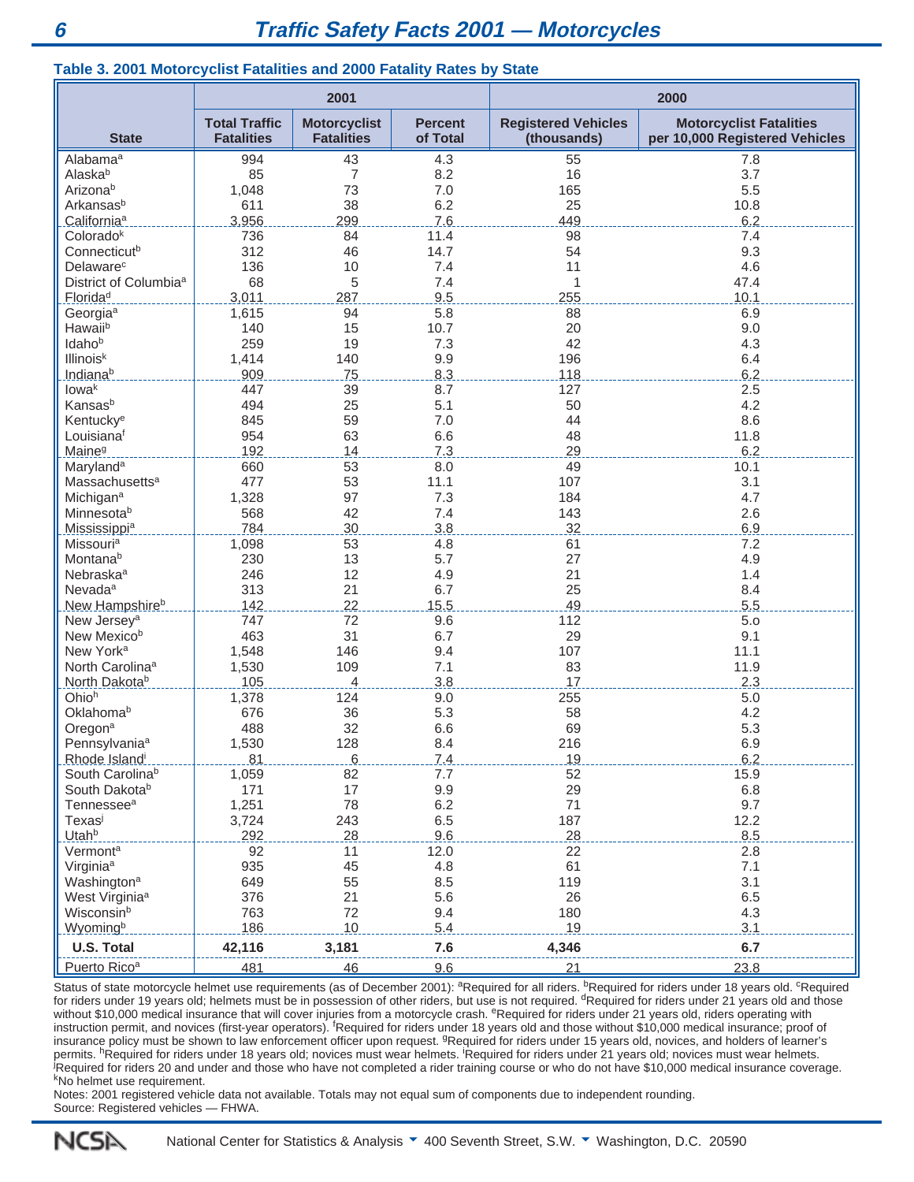### Table 3. 2001 Motorcyclist Fatalities and 2000 Fatality Rates by State

| State | 2001 | | | 2000 | |
|---|---|---|---|---|---|
| | Total Traffic Fatalities | Motorcyclist Fatalities | Percent of Total | Registered Vehicles (thousands) | Motorcyclist Fatalities per 10,000 Registered Vehicles |
| Alabama[a] | 994 | 43 | 4.3 | 55 | 7.8 |
| Alaska[b] | 85 | 7 | 8.2 | 16 | 3.7 |
| Arizona[b] | 1,048 | 73 | 7.0 | 165 | 5.5 |
| Arkansas[b] | 611 | 38 | 6.2 | 25 | 10.8 |
| California[a] | 3,956 | 299 | 7.6 | 449 | 6.2 |
| Colorado[k] | 736 | 84 | 11.4 | 98 | 7.4 |
| Connecticut[b] | 312 | 46 | 14.7 | 54 | 9.3 |
| Delaware[c] | 136 | 10 | 7.4 | 11 | 4.6 |
| District of Columbia[a] | 68 | 5 | 7.4 | 1 | 47.4 |
| Florida[d] | 3,011 | 287 | 9.5 | 255 | 10.1 |
| Georgia[a] | 1,615 | 94 | 5.8 | 88 | 6.9 |
| Hawaii[b] | 140 | 15 | 10.7 | 20 | 9.0 |
| Idaho[b] | 259 | 19 | 7.3 | 42 | 4.3 |
| Illinois[k] | 1,414 | 140 | 9.9 | 196 | 6.4 |
| Indiana[b] | 909 | 75 | 8.3 | 118 | 6.2 |
| Iowa[k] | 447 | 39 | 8.7 | 127 | 2.5 |
| Kansas[b] | 494 | 25 | 5.1 | 50 | 4.2 |
| Kentucky[e] | 845 | 59 | 7.0 | 44 | 8.6 |
| Louisiana[f] | 954 | 63 | 6.6 | 48 | 11.8 |
| Maine[g] | 192 | 14 | 7.3 | 29 | 6.2 |
| Maryland[a] | 660 | 53 | 8.0 | 49 | 10.1 |
| Massachusetts[a] | 477 | 53 | 11.1 | 107 | 3.1 |
| Michigan[a] | 1,328 | 97 | 7.3 | 184 | 4.7 |
| Minnesota[b] | 568 | 42 | 7.4 | 143 | 2.6 |
| Mississippi[a] | 784 | 30 | 3.8 | 32 | 6.9 |
| Missouri[a] | 1,098 | 53 | 4.8 | 61 | 7.2 |
| Montana[b] | 230 | 13 | 5.7 | 27 | 4.9 |
| Nebraska[a] | 246 | 12 | 4.9 | 21 | 1.4 |
| Nevada[a] | 313 | 21 | 6.7 | 25 | 8.4 |
| New Hampshire[b] | 142 | 22 | 15.5 | 49 | 5.5 |
| New Jersey[a] | 747 | 72 | 9.6 | 112 | 5.0 |
| New Mexico[b] | 463 | 31 | 6.7 | 29 | 9.1 |
| New York[a] | 1,548 | 146 | 9.4 | 107 | 11.1 |
| North Carolina[a] | 1,530 | 109 | 7.1 | 83 | 11.9 |
| North Dakota[b] | 105 | 4 | 3.8 | 17 | 2.3 |
| Ohio[h] | 1,378 | 124 | 9.0 | 255 | 5.0 |
| Oklahoma[b] | 676 | 36 | 5.3 | 58 | 4.2 |
| Oregon[a] | 488 | 32 | 6.6 | 69 | 5.3 |
| Pennsylvania[a] | 1,530 | 128 | 8.4 | 216 | 6.9 |
| Rhode Island[i] | 81 | 6 | 7.4 | 19 | 6.2 |
| South Carolina[b] | 1,059 | 82 | 7.7 | 52 | 15.9 |
| South Dakota[b] | 171 | 17 | 9.9 | 29 | 6.8 |
| Tennessee[a] | 1,251 | 78 | 6.2 | 71 | 9.7 |
| Texas[j] | 3,724 | 243 | 6.5 | 187 | 12.2 |
| Utah[b] | 292 | 28 | 9.6 | 28 | 8.5 |
| Vermont[a] | 92 | 11 | 12.0 | 22 | 2.8 |
| Virginia[a] | 935 | 45 | 4.8 | 61 | 7.1 |
| Washington[a] | 649 | 55 | 8.5 | 119 | 3.1 |
| West Virginia[a] | 376 | 21 | 5.6 | 26 | 6.5 |
| Wisconsin[b] | 763 | 72 | 9.4 | 180 | 4.3 |
| Wyoming[b] | 186 | 10 | 5.4 | 19 | 3.1 |
| **U.S. Total** | **42,116** | **3,181** | **7.6** | **4,346** | **6.7** |
| Puerto Rico[a] | 481 | 46 | 9.6 | 21 | 23.8 |

Status of state motorcycle helmet use requirements (as of December 2001): [a]Required for all riders. [b]Required for riders under 18 years old. [c]Required for riders under 19 years old; helmets must be in possession of other riders, but use is not required. [d]Required for riders under 21 years old and those without $10,000 medical insurance that will cover injuries from a motorcycle crash. [e]Required for riders under 21 years old, riders operating with instruction permit, and novices (first-year operators). [f]Required for riders under 18 years old and those without $10,000 medical insurance; proof of insurance policy must be shown to law enforcement officer upon request. [g]Required for riders under 15 years old, novices, and holders of learner's permits. [h]Required for riders under 18 years old; novices must wear helmets. [i]Required for riders under 21 years old; novices must wear helmets. [j]Required for riders 20 and under and those who have not completed a rider training course or who do not have $10,000 medical insurance coverage. [k]No helmet use requirement.

Notes: 2001 registered vehicle data not available. Totals may not equal sum of components due to independent rounding.
Source: Registered vehicles — FHWA.

NCSA National Center for Statistics & Analysis ▼ 400 Seventh Street, S.W. ▼ Washington, D.C. 20590